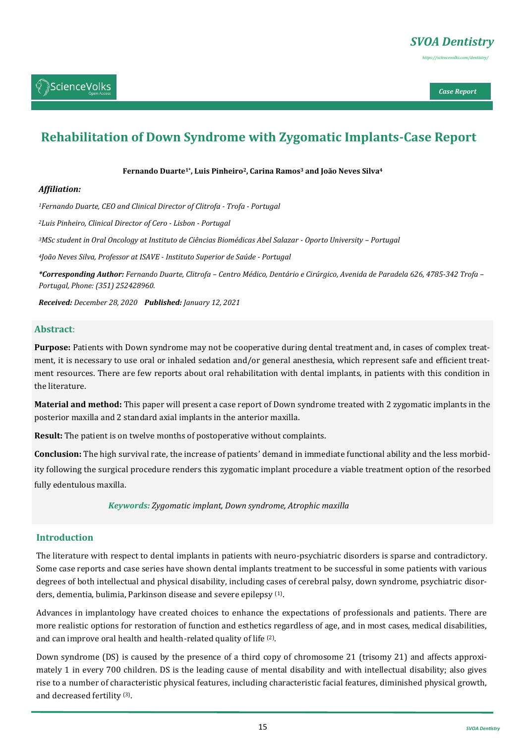# Rehabilitation of Down Syndrome with Zygomatic Implants-Case Report

**Fernando Duarte[1*], Luis Pinheiro[2], Carina Ramos[3] and João Neves Silva[4]**

***Affiliation:***

*[1]Fernando Duarte, CEO and Clinical Director of Clitrofa - Trofa - Portugal*

*[2]Luis Pinheiro, Clinical Director of Cero - Lisbon - Portugal*

*[3]MSc student in Oral Oncology at Instituto de Ciências Biomédicas Abel Salazar - Oporto University – Portugal*

*[4]João Neves Silva, Professor at ISAVE - Instituto Superior de Saúde - Portugal*

***\*Corresponding Author:** Fernando Duarte, Clitrofa – Centro Médico, Dentário e Cirúrgico, Avenida de Paradela 626, 4785-342 Trofa – Portugal, Phone: (351) 252428960.*

***Received:** December 28, 2020* ***Published:** January 12, 2021*

## Abstract:

**Purpose:** Patients with Down syndrome may not be cooperative during dental treatment and, in cases of complex treatment, it is necessary to use oral or inhaled sedation and/or general anesthesia, which represent safe and efficient treatment resources. There are few reports about oral rehabilitation with dental implants, in patients with this condition in the literature.

**Material and method:** This paper will present a case report of Down syndrome treated with 2 zygomatic implants in the posterior maxilla and 2 standard axial implants in the anterior maxilla.

**Result:** The patient is on twelve months of postoperative without complaints.

**Conclusion:** The high survival rate, the increase of patients' demand in immediate functional ability and the less morbidity following the surgical procedure renders this zygomatic implant procedure a viable treatment option of the resorbed fully edentulous maxilla.

***Keywords:** Zygomatic implant, Down syndrome, Atrophic maxilla*

## Introduction

The literature with respect to dental implants in patients with neuro-psychiatric disorders is sparse and contradictory. Some case reports and case series have shown dental implants treatment to be successful in some patients with various degrees of both intellectual and physical disability, including cases of cerebral palsy, down syndrome, psychiatric disorders, dementia, bulimia, Parkinson disease and severe epilepsy [1].

Advances in implantology have created choices to enhance the expectations of professionals and patients. There are more realistic options for restoration of function and esthetics regardless of age, and in most cases, medical disabilities, and can improve oral health and health-related quality of life [2].

Down syndrome (DS) is caused by the presence of a third copy of chromosome 21 (trisomy 21) and affects approximately 1 in every 700 children. DS is the leading cause of mental disability and with intellectual disability; also gives rise to a number of characteristic physical features, including characteristic facial features, diminished physical growth, and decreased fertility [3].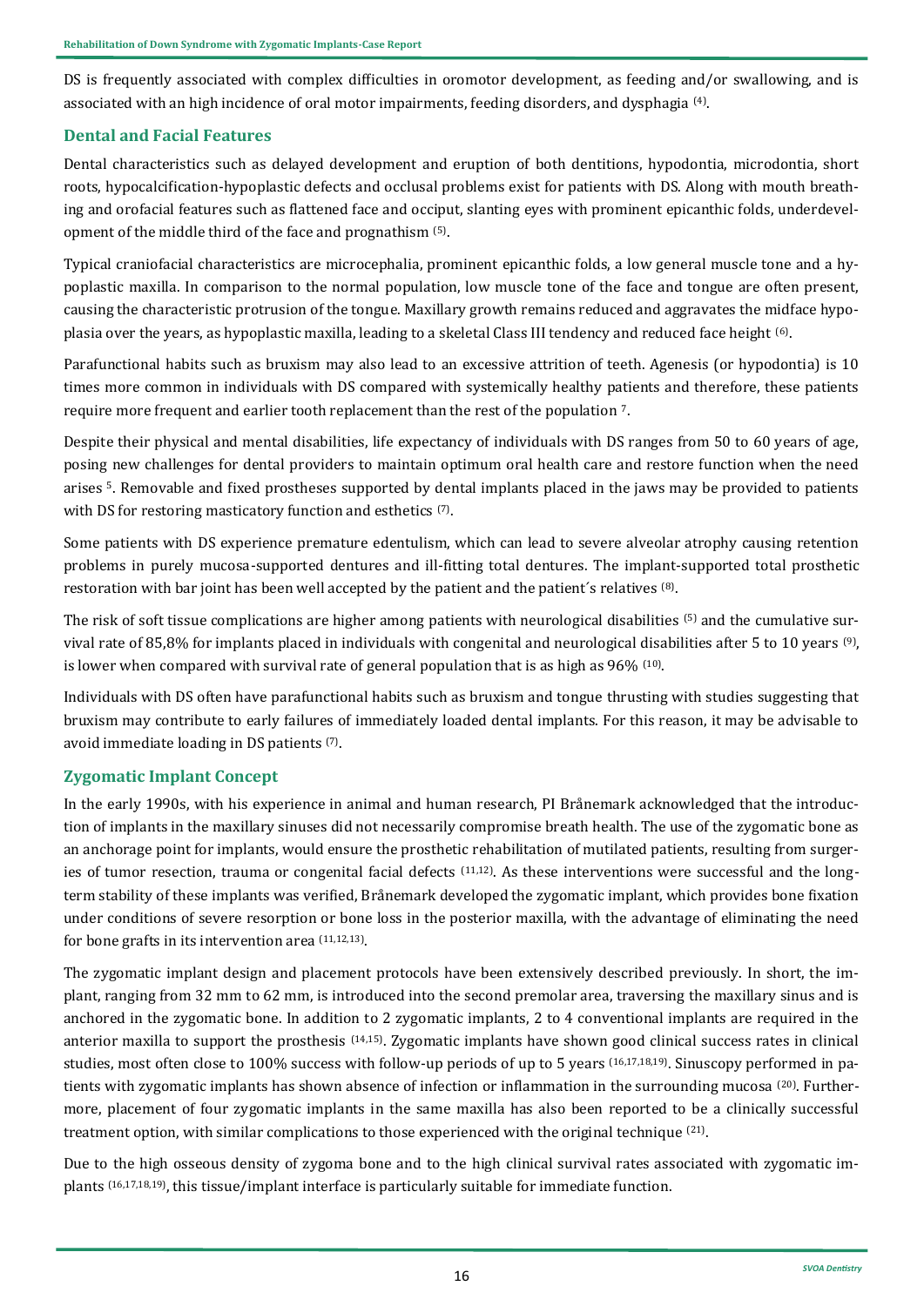DS is frequently associated with complex difficulties in oromotor development, as feeding and/or swallowing, and is associated with an high incidence of oral motor impairments, feeding disorders, and dysphagia [4].

## Dental and Facial Features

Dental characteristics such as delayed development and eruption of both dentitions, hypodontia, microdontia, short roots, hypocalcification-hypoplastic defects and occlusal problems exist for patients with DS. Along with mouth breathing and orofacial features such as flattened face and occiput, slanting eyes with prominent epicanthic folds, underdevelopment of the middle third of the face and prognathism [5].

Typical craniofacial characteristics are microcephalia, prominent epicanthic folds, a low general muscle tone and a hypoplastic maxilla. In comparison to the normal population, low muscle tone of the face and tongue are often present, causing the characteristic protrusion of the tongue. Maxillary growth remains reduced and aggravates the midface hypoplasia over the years, as hypoplastic maxilla, leading to a skeletal Class III tendency and reduced face height [6].

Parafunctional habits such as bruxism may also lead to an excessive attrition of teeth. Agenesis (or hypodontia) is 10 times more common in individuals with DS compared with systemically healthy patients and therefore, these patients require more frequent and earlier tooth replacement than the rest of the population [7].

Despite their physical and mental disabilities, life expectancy of individuals with DS ranges from 50 to 60 years of age, posing new challenges for dental providers to maintain optimum oral health care and restore function when the need arises [5]. Removable and fixed prostheses supported by dental implants placed in the jaws may be provided to patients with DS for restoring masticatory function and esthetics [7].

Some patients with DS experience premature edentulism, which can lead to severe alveolar atrophy causing retention problems in purely mucosa-supported dentures and ill-fitting total dentures. The implant-supported total prosthetic restoration with bar joint has been well accepted by the patient and the patient´s relatives [8].

The risk of soft tissue complications are higher among patients with neurological disabilities [5] and the cumulative survival rate of 85,8% for implants placed in individuals with congenital and neurological disabilities after 5 to 10 years [9], is lower when compared with survival rate of general population that is as high as 96% [10].

Individuals with DS often have parafunctional habits such as bruxism and tongue thrusting with studies suggesting that bruxism may contribute to early failures of immediately loaded dental implants. For this reason, it may be advisable to avoid immediate loading in DS patients [7].

## Zygomatic Implant Concept

In the early 1990s, with his experience in animal and human research, PI Brånemark acknowledged that the introduction of implants in the maxillary sinuses did not necessarily compromise breath health. The use of the zygomatic bone as an anchorage point for implants, would ensure the prosthetic rehabilitation of mutilated patients, resulting from surgeries of tumor resection, trauma or congenital facial defects [11,12]. As these interventions were successful and the long-term stability of these implants was verified, Brånemark developed the zygomatic implant, which provides bone fixation under conditions of severe resorption or bone loss in the posterior maxilla, with the advantage of eliminating the need for bone grafts in its intervention area [11,12,13].

The zygomatic implant design and placement protocols have been extensively described previously. In short, the implant, ranging from 32 mm to 62 mm, is introduced into the second premolar area, traversing the maxillary sinus and is anchored in the zygomatic bone. In addition to 2 zygomatic implants, 2 to 4 conventional implants are required in the anterior maxilla to support the prosthesis [14,15]. Zygomatic implants have shown good clinical success rates in clinical studies, most often close to 100% success with follow-up periods of up to 5 years [16,17,18,19]. Sinuscopy performed in patients with zygomatic implants has shown absence of infection or inflammation in the surrounding mucosa [20]. Furthermore, placement of four zygomatic implants in the same maxilla has also been reported to be a clinically successful treatment option, with similar complications to those experienced with the original technique [21].

Due to the high osseous density of zygoma bone and to the high clinical survival rates associated with zygomatic implants [16,17,18,19], this tissue/implant interface is particularly suitable for immediate function.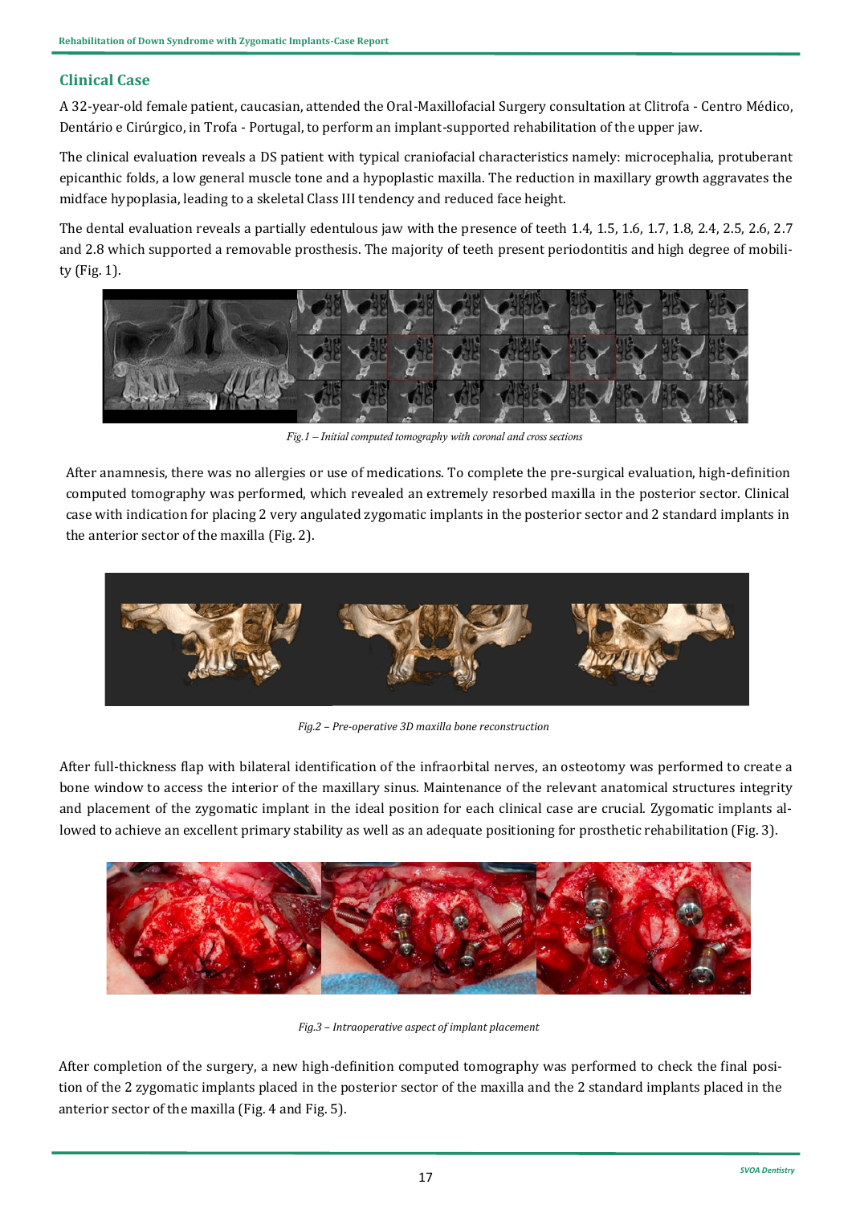## Clinical Case

A 32-year-old female patient, caucasian, attended the Oral-Maxillofacial Surgery consultation at Clitrofa - Centro Médico, Dentário e Cirúrgico, in Trofa - Portugal, to perform an implant-supported rehabilitation of the upper jaw.

The clinical evaluation reveals a DS patient with typical craniofacial characteristics namely: microcephalia, protuberant epicanthic folds, a low general muscle tone and a hypoplastic maxilla. The reduction in maxillary growth aggravates the midface hypoplasia, leading to a skeletal Class III tendency and reduced face height.

The dental evaluation reveals a partially edentulous jaw with the presence of teeth 1.4, 1.5, 1.6, 1.7, 1.8, 2.4, 2.5, 2.6, 2.7 and 2.8 which supported a removable prosthesis. The majority of teeth present periodontitis and high degree of mobility (Fig. 1).

*Fig.1 – Initial computed tomography with coronal and cross sections*

After anamnesis, there was no allergies or use of medications. To complete the pre-surgical evaluation, high-definition computed tomography was performed, which revealed an extremely resorbed maxilla in the posterior sector. Clinical case with indication for placing 2 very angulated zygomatic implants in the posterior sector and 2 standard implants in the anterior sector of the maxilla (Fig. 2).

*Fig.2 – Pre-operative 3D maxilla bone reconstruction*

After full-thickness flap with bilateral identification of the infraorbital nerves, an osteotomy was performed to create a bone window to access the interior of the maxillary sinus. Maintenance of the relevant anatomical structures integrity and placement of the zygomatic implant in the ideal position for each clinical case are crucial. Zygomatic implants allowed to achieve an excellent primary stability as well as an adequate positioning for prosthetic rehabilitation (Fig. 3).

*Fig.3 – Intraoperative aspect of implant placement*

After completion of the surgery, a new high-definition computed tomography was performed to check the final position of the 2 zygomatic implants placed in the posterior sector of the maxilla and the 2 standard implants placed in the anterior sector of the maxilla (Fig. 4 and Fig. 5).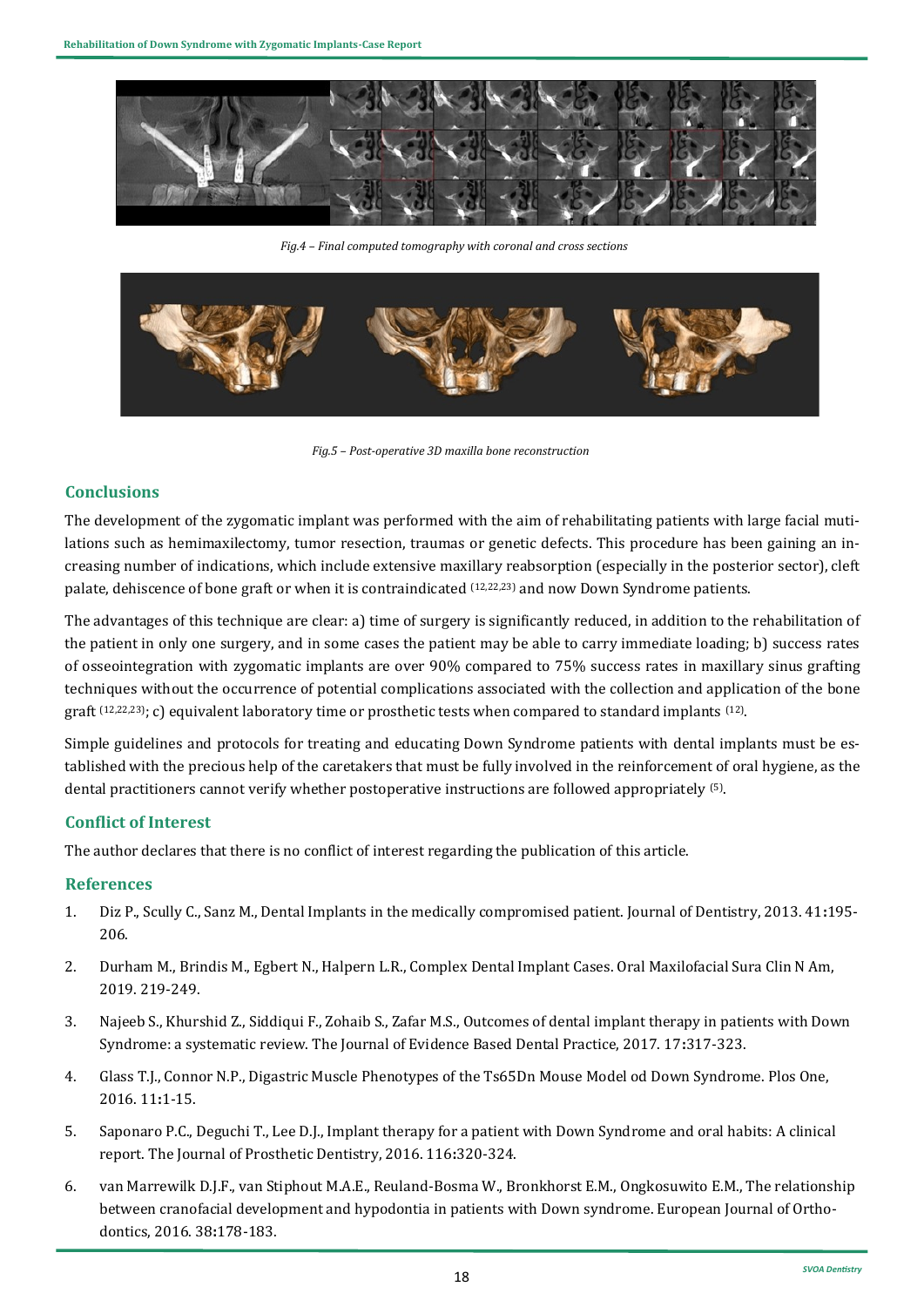*Fig.4 – Final computed tomography with coronal and cross sections*

*Fig.5 – Post-operative 3D maxilla bone reconstruction*

## Conclusions

The development of the zygomatic implant was performed with the aim of rehabilitating patients with large facial mutilations such as hemimaxilectomy, tumor resection, traumas or genetic defects. This procedure has been gaining an increasing number of indications, which include extensive maxillary reabsorption (especially in the posterior sector), cleft palate, dehiscence of bone graft or when it is contraindicated [12,22,23] and now Down Syndrome patients.

The advantages of this technique are clear: a) time of surgery is significantly reduced, in addition to the rehabilitation of the patient in only one surgery, and in some cases the patient may be able to carry immediate loading; b) success rates of osseointegration with zygomatic implants are over 90% compared to 75% success rates in maxillary sinus grafting techniques without the occurrence of potential complications associated with the collection and application of the bone graft [12,22,23]; c) equivalent laboratory time or prosthetic tests when compared to standard implants [12].

Simple guidelines and protocols for treating and educating Down Syndrome patients with dental implants must be established with the precious help of the caretakers that must be fully involved in the reinforcement of oral hygiene, as the dental practitioners cannot verify whether postoperative instructions are followed appropriately [5].

## Conflict of Interest

The author declares that there is no conflict of interest regarding the publication of this article.

## References

1. Diz P., Scully C., Sanz M., Dental Implants in the medically compromised patient. Journal of Dentistry, 2013. 41:195-206.
2. Durham M., Brindis M., Egbert N., Halpern L.R., Complex Dental Implant Cases. Oral Maxilofacial Sura Clin N Am, 2019. 219-249.
3. Najeeb S., Khurshid Z., Siddiqui F., Zohaib S., Zafar M.S., Outcomes of dental implant therapy in patients with Down Syndrome: a systematic review. The Journal of Evidence Based Dental Practice, 2017. 17:317-323.
4. Glass T.J., Connor N.P., Digastric Muscle Phenotypes of the Ts65Dn Mouse Model od Down Syndrome. Plos One, 2016. 11:1-15.
5. Saponaro P.C., Deguchi T., Lee D.J., Implant therapy for a patient with Down Syndrome and oral habits: A clinical report. The Journal of Prosthetic Dentistry, 2016. 116:320-324.
6. van Marrewilk D.J.F., van Stiphout M.A.E., Reuland-Bosma W., Bronkhorst E.M., Ongkosuwito E.M., The relationship between cranofacial development and hypodontia in patients with Down syndrome. European Journal of Orthodontics, 2016. 38:178-183.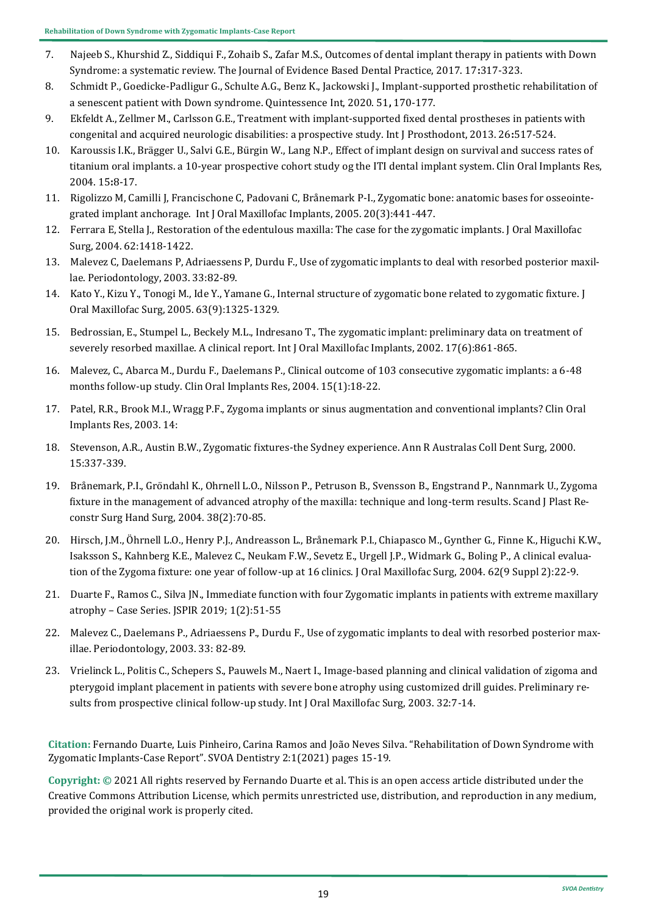7. Najeeb S., Khurshid Z., Siddiqui F., Zohaib S., Zafar M.S., Outcomes of dental implant therapy in patients with Down Syndrome: a systematic review. The Journal of Evidence Based Dental Practice, 2017. 17:317-323.
8. Schmidt P., Goedicke-Padligur G., Schulte A.G., Benz K., Jackowski J., Implant-supported prosthetic rehabilitation of a senescent patient with Down syndrome. Quintessence Int, 2020. 51, 170-177.
9. Ekfeldt A., Zellmer M., Carlsson G.E., Treatment with implant-supported fixed dental prostheses in patients with congenital and acquired neurologic disabilities: a prospective study. Int J Prosthodont, 2013. 26:517-524.
10. Karoussis I.K., Brägger U., Salvi G.E., Bürgin W., Lang N.P., Effect of implant design on survival and success rates of titanium oral implants. a 10-year prospective cohort study og the ITI dental implant system. Clin Oral Implants Res, 2004. 15:8-17.
11. Rigolizzo M, Camilli J, Francischone C, Padovani C, Brånemark P-I., Zygomatic bone: anatomic bases for osseointegrated implant anchorage. Int J Oral Maxillofac Implants, 2005. 20(3):441-447.
12. Ferrara E, Stella J., Restoration of the edentulous maxilla: The case for the zygomatic implants. J Oral Maxillofac Surg, 2004. 62:1418-1422.
13. Malevez C, Daelemans P, Adriaessens P, Durdu F., Use of zygomatic implants to deal with resorbed posterior maxillae. Periodontology, 2003. 33:82-89.
14. Kato Y., Kizu Y., Tonogi M., Ide Y., Yamane G., Internal structure of zygomatic bone related to zygomatic fixture. J Oral Maxillofac Surg, 2005. 63(9):1325-1329.
15. Bedrossian, E., Stumpel L., Beckely M.L., Indresano T., The zygomatic implant: preliminary data on treatment of severely resorbed maxillae. A clinical report. Int J Oral Maxillofac Implants, 2002. 17(6):861-865.
16. Malevez, C., Abarca M., Durdu F., Daelemans P., Clinical outcome of 103 consecutive zygomatic implants: a 6-48 months follow-up study. Clin Oral Implants Res, 2004. 15(1):18-22.
17. Patel, R.R., Brook M.I., Wragg P.F., Zygoma implants or sinus augmentation and conventional implants? Clin Oral Implants Res, 2003. 14:
18. Stevenson, A.R., Austin B.W., Zygomatic fixtures-the Sydney experience. Ann R Australas Coll Dent Surg, 2000. 15:337-339.
19. Brånemark, P.I., Gröndahl K., Ohrnell L.O., Nilsson P., Petruson B., Svensson B., Engstrand P., Nannmark U., Zygoma fixture in the management of advanced atrophy of the maxilla: technique and long-term results. Scand J Plast Reconstr Surg Hand Surg, 2004. 38(2):70-85.
20. Hirsch, J.M., Öhrnell L.O., Henry P.J., Andreasson L., Brånemark P.I., Chiapasco M., Gynther G., Finne K., Higuchi K.W., Isaksson S., Kahnberg K.E., Malevez C., Neukam F.W., Sevetz E., Urgell J.P., Widmark G., Boling P., A clinical evaluation of the Zygoma fixture: one year of follow-up at 16 clinics. J Oral Maxillofac Surg, 2004. 62(9 Suppl 2):22-9.
21. Duarte F., Ramos C., Silva JN., Immediate function with four Zygomatic implants in patients with extreme maxillary atrophy – Case Series. JSPIR 2019; 1(2):51-55
22. Malevez C., Daelemans P., Adriaessens P., Durdu F., Use of zygomatic implants to deal with resorbed posterior maxillae. Periodontology, 2003. 33: 82-89.
23. Vrielinck L., Politis C., Schepers S., Pauwels M., Naert I., Image-based planning and clinical validation of zigoma and pterygoid implant placement in patients with severe bone atrophy using customized drill guides. Preliminary results from prospective clinical follow-up study. Int J Oral Maxillofac Surg, 2003. 32:7-14.

**Citation:** Fernando Duarte, Luis Pinheiro, Carina Ramos and João Neves Silva. "Rehabilitation of Down Syndrome with Zygomatic Implants-Case Report". SVOA Dentistry 2:1(2021) pages 15-19.

**Copyright: ©** 2021 All rights reserved by Fernando Duarte et al. This is an open access article distributed under the Creative Commons Attribution License, which permits unrestricted use, distribution, and reproduction in any medium, provided the original work is properly cited.